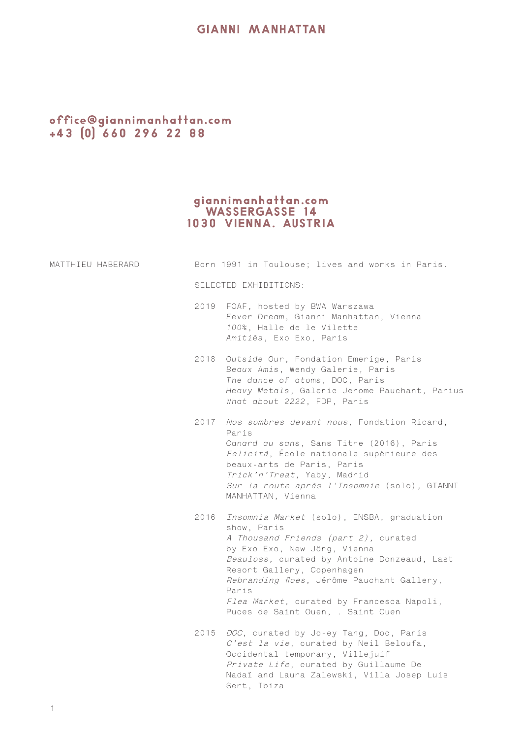# GIANNI MANHATTAN

office@giannimanhattan.com
+43 (0) 660 296 22 88

giannimanhattan.com
WASSERGASSE 14
1030 VIENNA. AUSTRIA

MATTHIEU HABERARD

Born 1991 in Toulouse; lives and works in Paris.

SELECTED EXHIBITIONS:

2019
FOAF, hosted by BWA Warszawa
*Fever Dream*, Gianni Manhattan, Vienna
*100%*, Halle de le Vilette
*Amitiés*, Exo Exo, Paris

2018
*Outside Our*, Fondation Emerige, Paris
*Beaux Amis*, Wendy Galerie, Paris
*The dance of atoms*, DOC, Paris
*Heavy Metals*, Galerie Jerome Pauchant, Parius
*What about 2222*, FDP, Paris

2017
*Nos sombres devant nous*, Fondation Ricard, Paris
*Canard au sans*, Sans Titre (2016), Paris
*Felicità*, École nationale supérieure des beaux-arts de Paris, Paris
*Trick'n'Treat*, Yaby, Madrid
*Sur la route après l'Insomnie* (solo), GIANNI MANHATTAN, Vienna

2016
*Insomnia Market* (solo), ENSBA, graduation show, Paris
*A Thousand Friends (part 2),* curated by Exo Exo, New Jörg, Vienna
*Beauloss,* curated by Antoine Donzeaud, Last Resort Gallery, Copenhagen
*Rebranding floes*, Jérôme Pauchant Gallery, Paris
*Flea Market,* curated by Francesca Napoli, Puces de Saint Ouen, . Saint Ouen

2015
*DOC*, curated by Jo-ey Tang, Doc, Paris
*C'est la vie*, curated by Neil Beloufa, Occidental temporary, Villejuif
*Private Life*, curated by Guillaume De Nadaï and Laura Zalewski, Villa Josep Luis Sert, Ibiza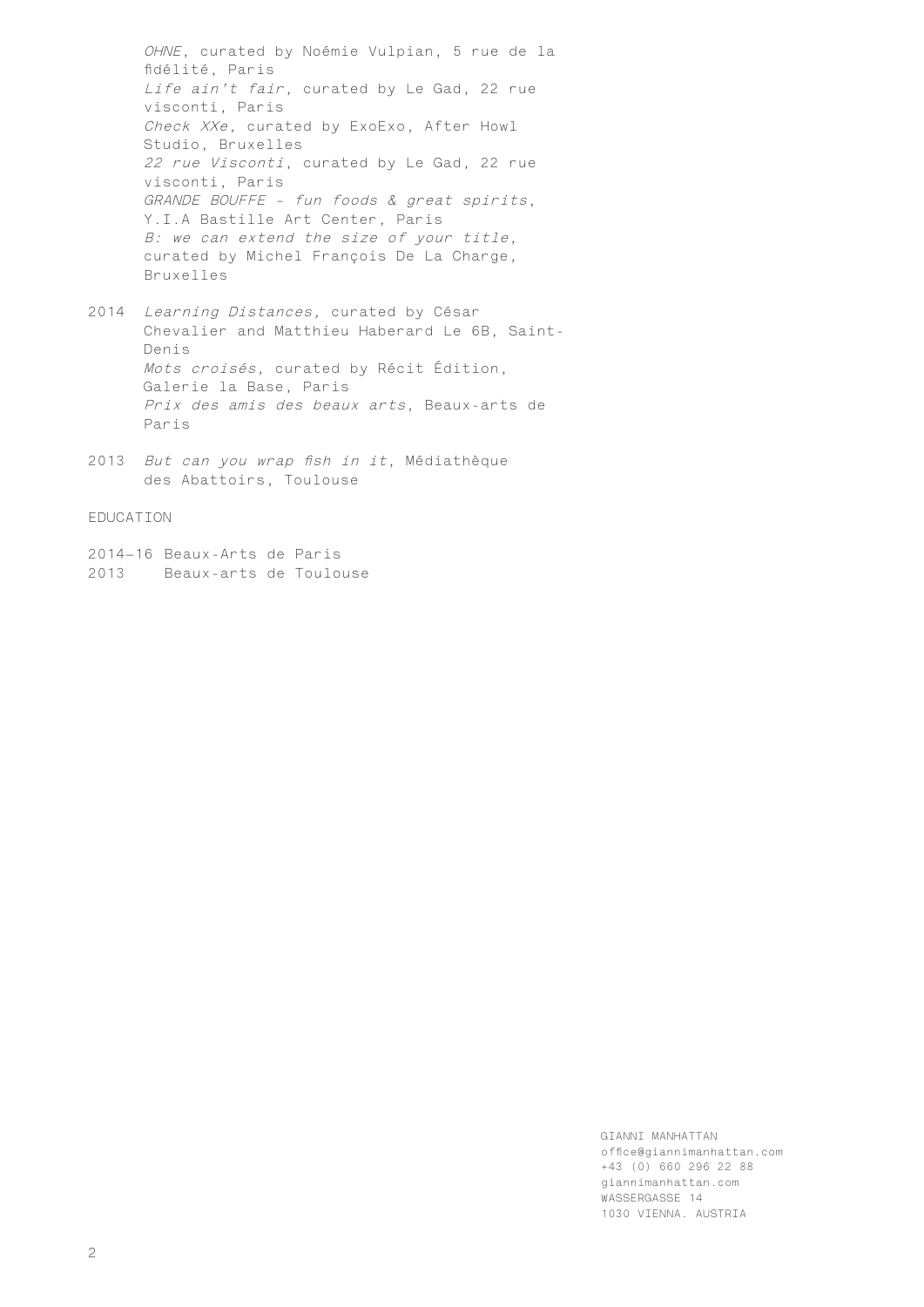*OHNE*, curated by Noémie Vulpian, 5 rue de la fidélité, Paris
*Life ain't fair*, curated by Le Gad, 22 rue visconti, Paris
*Check XXe*, curated by ExoExo, After Howl Studio, Bruxelles
*22 rue Visconti*, curated by Le Gad, 22 rue visconti, Paris
*GRANDE BOUFFE - fun foods & great spirits*, Y.I.A Bastille Art Center, Paris
*B: we can extend the size of your title*, curated by Michel François De La Charge, Bruxelles

2014 *Learning Distances*, curated by César Chevalier and Matthieu Haberard Le 6B, Saint-Denis
*Mots croisés*, curated by Récit Édition, Galerie la Base, Paris
*Prix des amis des beaux arts*, Beaux-arts de Paris

2013 *But can you wrap fish in it*, Médiathèque des Abattoirs, Toulouse

EDUCATION

2014–16 Beaux-Arts de Paris
2013 Beaux-arts de Toulouse

GIANNI MANHATTAN
office@giannimanhattan.com
+43 (0) 660 296 22 88
giannimanhattan.com
WASSERGASSE 14
1030 VIENNA. AUSTRIA